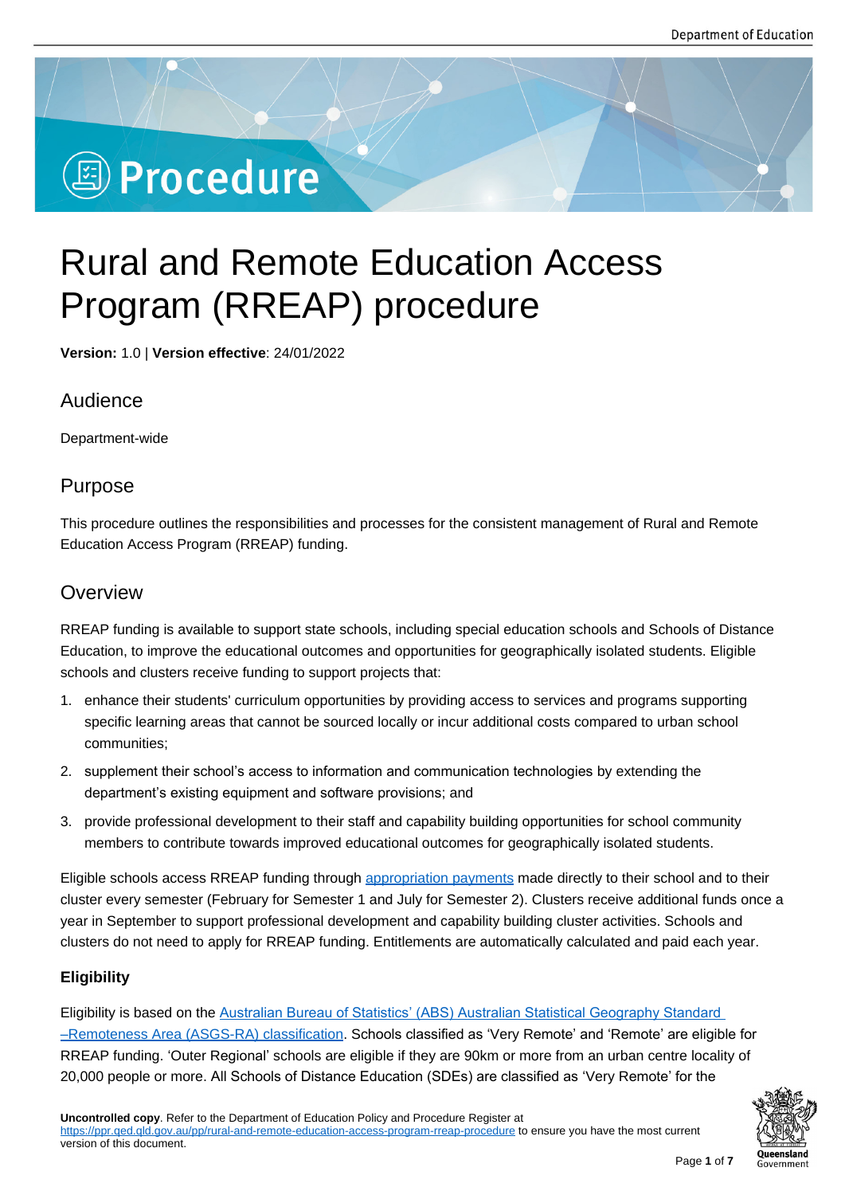# Rural and Remote Education Access Program (RREAP) procedure

**Version:** 1.0 | **Version effective**: 24/01/2022

## Audience

Department-wide

## Purpose

This procedure outlines the responsibilities and processes for the consistent management of Rural and Remote Education Access Program (RREAP) funding.

## Overview

RREAP funding is available to support state schools, including special education schools and Schools of Distance Education, to improve the educational outcomes and opportunities for geographically isolated students. Eligible schools and clusters receive funding to support projects that:

1. enhance their students' curriculum opportunities by providing access to services and programs supporting specific learning areas that cannot be sourced locally or incur additional costs compared to urban school communities;
2. supplement their school's access to information and communication technologies by extending the department's existing equipment and software provisions; and
3. provide professional development to their staff and capability building opportunities for school community members to contribute towards improved educational outcomes for geographically isolated students.

Eligible schools access RREAP funding through appropriation payments made directly to their school and to their cluster every semester (February for Semester 1 and July for Semester 2). Clusters receive additional funds once a year in September to support professional development and capability building cluster activities. Schools and clusters do not need to apply for RREAP funding. Entitlements are automatically calculated and paid each year.

### Eligibility

Eligibility is based on the Australian Bureau of Statistics' (ABS) Australian Statistical Geography Standard –Remoteness Area (ASGS-RA) classification. Schools classified as 'Very Remote' and 'Remote' are eligible for RREAP funding. 'Outer Regional' schools are eligible if they are 90km or more from an urban centre locality of 20,000 people or more. All Schools of Distance Education (SDEs) are classified as 'Very Remote' for the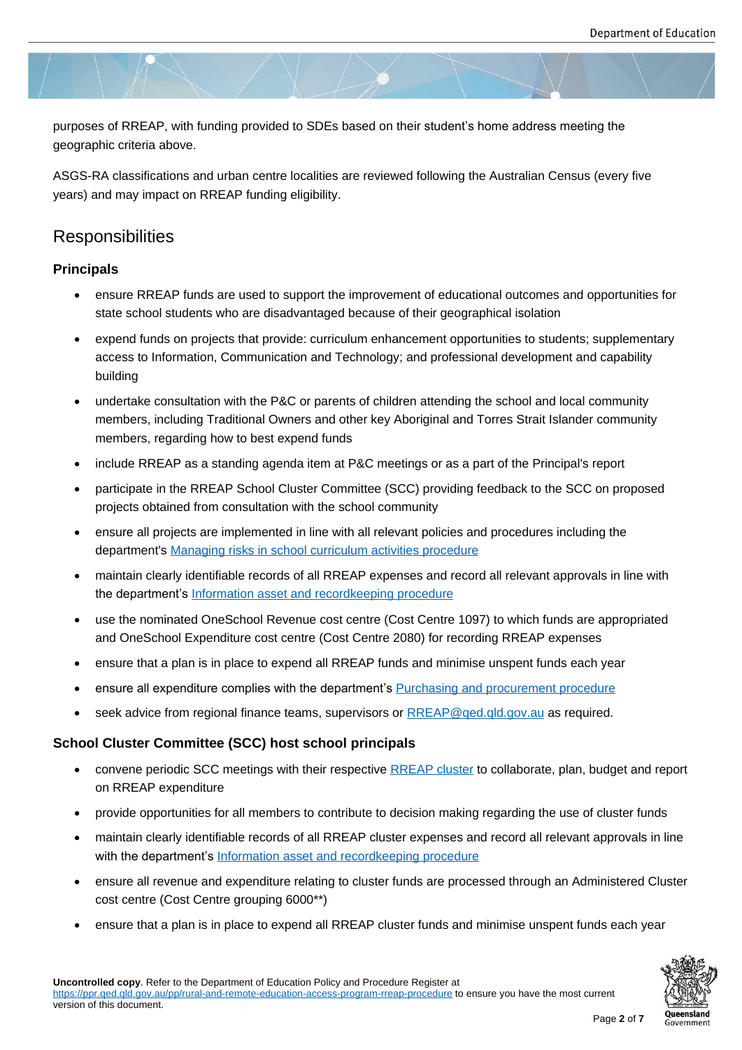purposes of RREAP, with funding provided to SDEs based on their student's home address meeting the geographic criteria above.

ASGS-RA classifications and urban centre localities are reviewed following the Australian Census (every five years) and may impact on RREAP funding eligibility.

## Responsibilities

### Principals

- ensure RREAP funds are used to support the improvement of educational outcomes and opportunities for state school students who are disadvantaged because of their geographical isolation
- expend funds on projects that provide: curriculum enhancement opportunities to students; supplementary access to Information, Communication and Technology; and professional development and capability building
- undertake consultation with the P&C or parents of children attending the school and local community members, including Traditional Owners and other key Aboriginal and Torres Strait Islander community members, regarding how to best expend funds
- include RREAP as a standing agenda item at P&C meetings or as a part of the Principal's report
- participate in the RREAP School Cluster Committee (SCC) providing feedback to the SCC on proposed projects obtained from consultation with the school community
- ensure all projects are implemented in line with all relevant policies and procedures including the department's [Managing risks in school curriculum activities procedure]
- maintain clearly identifiable records of all RREAP expenses and record all relevant approvals in line with the department's [Information asset and recordkeeping procedure]
- use the nominated OneSchool Revenue cost centre (Cost Centre 1097) to which funds are appropriated and OneSchool Expenditure cost centre (Cost Centre 2080) for recording RREAP expenses
- ensure that a plan is in place to expend all RREAP funds and minimise unspent funds each year
- ensure all expenditure complies with the department's [Purchasing and procurement procedure]
- seek advice from regional finance teams, supervisors or RREAP@qed.qld.gov.au as required.

### School Cluster Committee (SCC) host school principals

- convene periodic SCC meetings with their respective [RREAP cluster] to collaborate, plan, budget and report on RREAP expenditure
- provide opportunities for all members to contribute to decision making regarding the use of cluster funds
- maintain clearly identifiable records of all RREAP cluster expenses and record all relevant approvals in line with the department's [Information asset and recordkeeping procedure]
- ensure all revenue and expenditure relating to cluster funds are processed through an Administered Cluster cost centre (Cost Centre grouping 6000**)
- ensure that a plan is in place to expend all RREAP cluster funds and minimise unspent funds each year

**Uncontrolled copy**. Refer to the Department of Education Policy and Procedure Register at https://ppr.qed.qld.gov.au/pp/rural-and-remote-education-access-program-rreap-procedure to ensure you have the most current version of this document.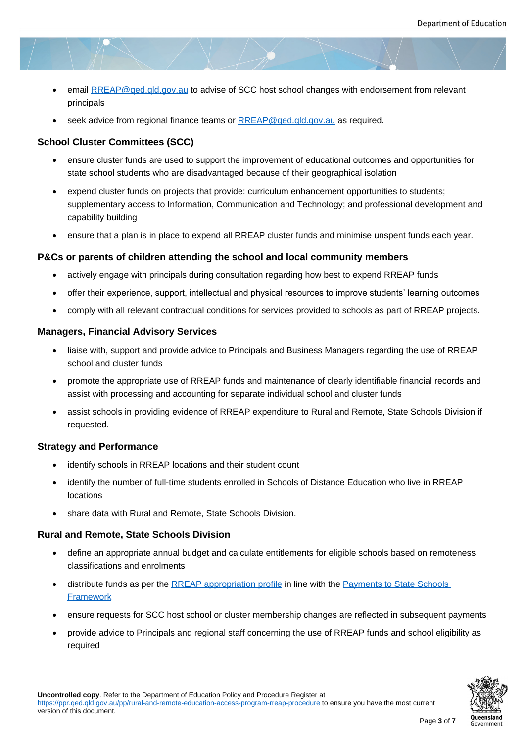- email [RREAP@qed.qld.gov.au](mailto:RREAP@qed.qld.gov.au) to advise of SCC host school changes with endorsement from relevant principals
- seek advice from regional finance teams or [RREAP@qed.qld.gov.au](mailto:RREAP@qed.qld.gov.au) as required.

### School Cluster Committees (SCC)

- ensure cluster funds are used to support the improvement of educational outcomes and opportunities for state school students who are disadvantaged because of their geographical isolation
- expend cluster funds on projects that provide: curriculum enhancement opportunities to students; supplementary access to Information, Communication and Technology; and professional development and capability building
- ensure that a plan is in place to expend all RREAP cluster funds and minimise unspent funds each year.

### P&Cs or parents of children attending the school and local community members

- actively engage with principals during consultation regarding how best to expend RREAP funds
- offer their experience, support, intellectual and physical resources to improve students' learning outcomes
- comply with all relevant contractual conditions for services provided to schools as part of RREAP projects.

### Managers, Financial Advisory Services

- liaise with, support and provide advice to Principals and Business Managers regarding the use of RREAP school and cluster funds
- promote the appropriate use of RREAP funds and maintenance of clearly identifiable financial records and assist with processing and accounting for separate individual school and cluster funds
- assist schools in providing evidence of RREAP expenditure to Rural and Remote, State Schools Division if requested.

### Strategy and Performance

- identify schools in RREAP locations and their student count
- identify the number of full-time students enrolled in Schools of Distance Education who live in RREAP locations
- share data with Rural and Remote, State Schools Division.

### Rural and Remote, State Schools Division

- define an appropriate annual budget and calculate entitlements for eligible schools based on remoteness classifications and enrolments
- distribute funds as per the RREAP appropriation profile in line with the Payments to State Schools Framework
- ensure requests for SCC host school or cluster membership changes are reflected in subsequent payments
- provide advice to Principals and regional staff concerning the use of RREAP funds and school eligibility as required

**Uncontrolled copy**. Refer to the Department of Education Policy and Procedure Register at https://ppr.qed.qld.gov.au/pp/rural-and-remote-education-access-program-rreap-procedure to ensure you have the most current version of this document.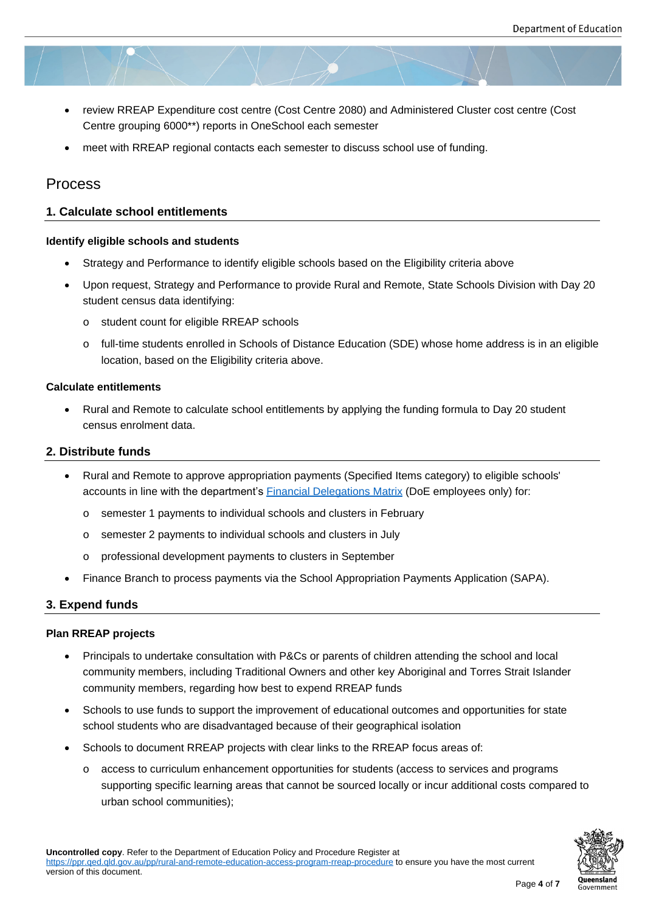- review RREAP Expenditure cost centre (Cost Centre 2080) and Administered Cluster cost centre (Cost Centre grouping 6000**) reports in OneSchool each semester
- meet with RREAP regional contacts each semester to discuss school use of funding.

## Process

### 1. Calculate school entitlements

**Identify eligible schools and students**

- Strategy and Performance to identify eligible schools based on the Eligibility criteria above
- Upon request, Strategy and Performance to provide Rural and Remote, State Schools Division with Day 20 student census data identifying:
  - student count for eligible RREAP schools
  - full-time students enrolled in Schools of Distance Education (SDE) whose home address is in an eligible location, based on the Eligibility criteria above.

**Calculate entitlements**

- Rural and Remote to calculate school entitlements by applying the funding formula to Day 20 student census enrolment data.

### 2. Distribute funds

- Rural and Remote to approve appropriation payments (Specified Items category) to eligible schools' accounts in line with the department's Financial Delegations Matrix (DoE employees only) for:
  - semester 1 payments to individual schools and clusters in February
  - semester 2 payments to individual schools and clusters in July
  - professional development payments to clusters in September
- Finance Branch to process payments via the School Appropriation Payments Application (SAPA).

### 3. Expend funds

**Plan RREAP projects**

- Principals to undertake consultation with P&Cs or parents of children attending the school and local community members, including Traditional Owners and other key Aboriginal and Torres Strait Islander community members, regarding how best to expend RREAP funds
- Schools to use funds to support the improvement of educational outcomes and opportunities for state school students who are disadvantaged because of their geographical isolation
- Schools to document RREAP projects with clear links to the RREAP focus areas of:
  - access to curriculum enhancement opportunities for students (access to services and programs supporting specific learning areas that cannot be sourced locally or incur additional costs compared to urban school communities);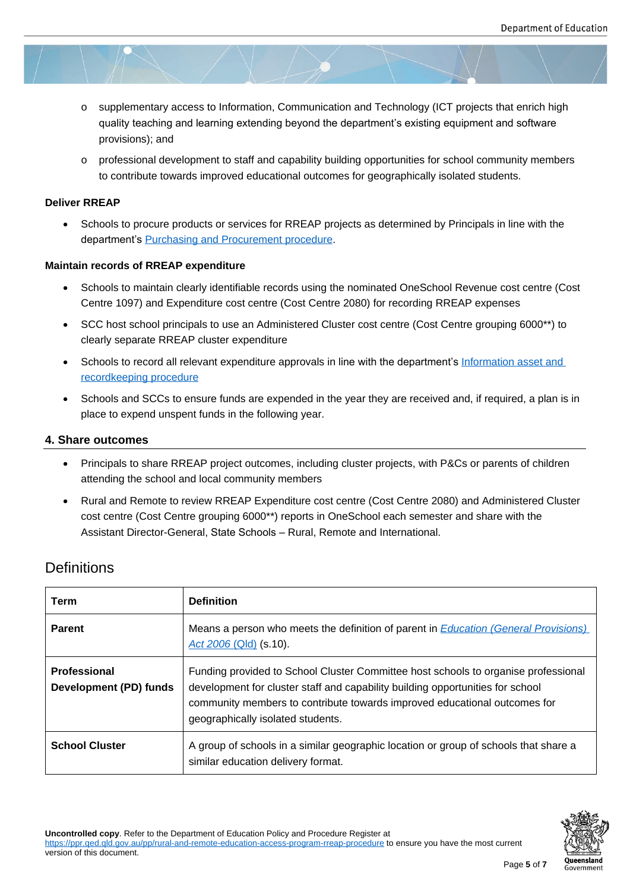- supplementary access to Information, Communication and Technology (ICT projects that enrich high quality teaching and learning extending beyond the department's existing equipment and software provisions); and
  - professional development to staff and capability building opportunities for school community members to contribute towards improved educational outcomes for geographically isolated students.

**Deliver RREAP**

- Schools to procure products or services for RREAP projects as determined by Principals in line with the department's [Purchasing and Procurement procedure](#).

**Maintain records of RREAP expenditure**

- Schools to maintain clearly identifiable records using the nominated OneSchool Revenue cost centre (Cost Centre 1097) and Expenditure cost centre (Cost Centre 2080) for recording RREAP expenses
- SCC host school principals to use an Administered Cluster cost centre (Cost Centre grouping 6000**) to clearly separate RREAP cluster expenditure
- Schools to record all relevant expenditure approvals in line with the department's [Information asset and recordkeeping procedure](#)
- Schools and SCCs to ensure funds are expended in the year they are received and, if required, a plan is in place to expend unspent funds in the following year.

### 4. Share outcomes

- Principals to share RREAP project outcomes, including cluster projects, with P&Cs or parents of children attending the school and local community members
- Rural and Remote to review RREAP Expenditure cost centre (Cost Centre 2080) and Administered Cluster cost centre (Cost Centre grouping 6000**) reports in OneSchool each semester and share with the Assistant Director-General, State Schools – Rural, Remote and International.

## Definitions

| Term | Definition |
|---|---|
| **Parent** | Means a person who meets the definition of parent in *Education (General Provisions) Act 2006* (Qld) (s.10). |
| **Professional Development (PD) funds** | Funding provided to School Cluster Committee host schools to organise professional development for cluster staff and capability building opportunities for school community members to contribute towards improved educational outcomes for geographically isolated students. |
| **School Cluster** | A group of schools in a similar geographic location or group of schools that share a similar education delivery format. |

**Uncontrolled copy**. Refer to the Department of Education Policy and Procedure Register at https://ppr.qed.qld.gov.au/pp/rural-and-remote-education-access-program-rreap-procedure to ensure you have the most current version of this document.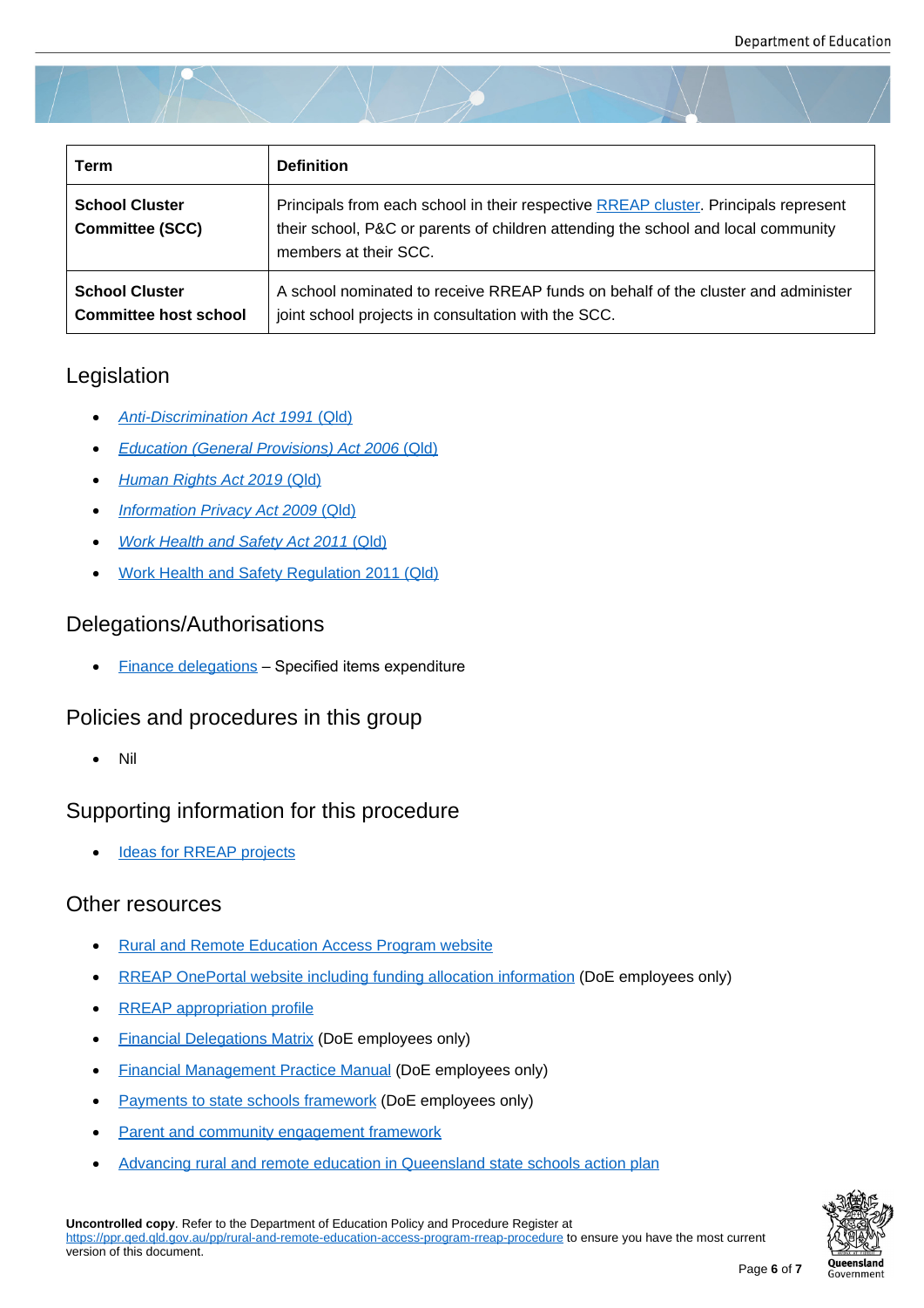| Term | Definition |
|---|---|
| **School Cluster Committee (SCC)** | Principals from each school in their respective RREAP cluster. Principals represent their school, P&C or parents of children attending the school and local community members at their SCC. |
| **School Cluster Committee host school** | A school nominated to receive RREAP funds on behalf of the cluster and administer joint school projects in consultation with the SCC. |

## Legislation

- *Anti-Discrimination Act 1991* (Qld)
- *Education (General Provisions) Act 2006* (Qld)
- *Human Rights Act 2019* (Qld)
- *Information Privacy Act 2009* (Qld)
- *Work Health and Safety Act 2011* (Qld)
- Work Health and Safety Regulation 2011 (Qld)

## Delegations/Authorisations

- Finance delegations – Specified items expenditure

## Policies and procedures in this group

- Nil

## Supporting information for this procedure

- Ideas for RREAP projects

## Other resources

- Rural and Remote Education Access Program website
- RREAP OnePortal website including funding allocation information (DoE employees only)
- RREAP appropriation profile
- Financial Delegations Matrix (DoE employees only)
- Financial Management Practice Manual (DoE employees only)
- Payments to state schools framework (DoE employees only)
- Parent and community engagement framework
- Advancing rural and remote education in Queensland state schools action plan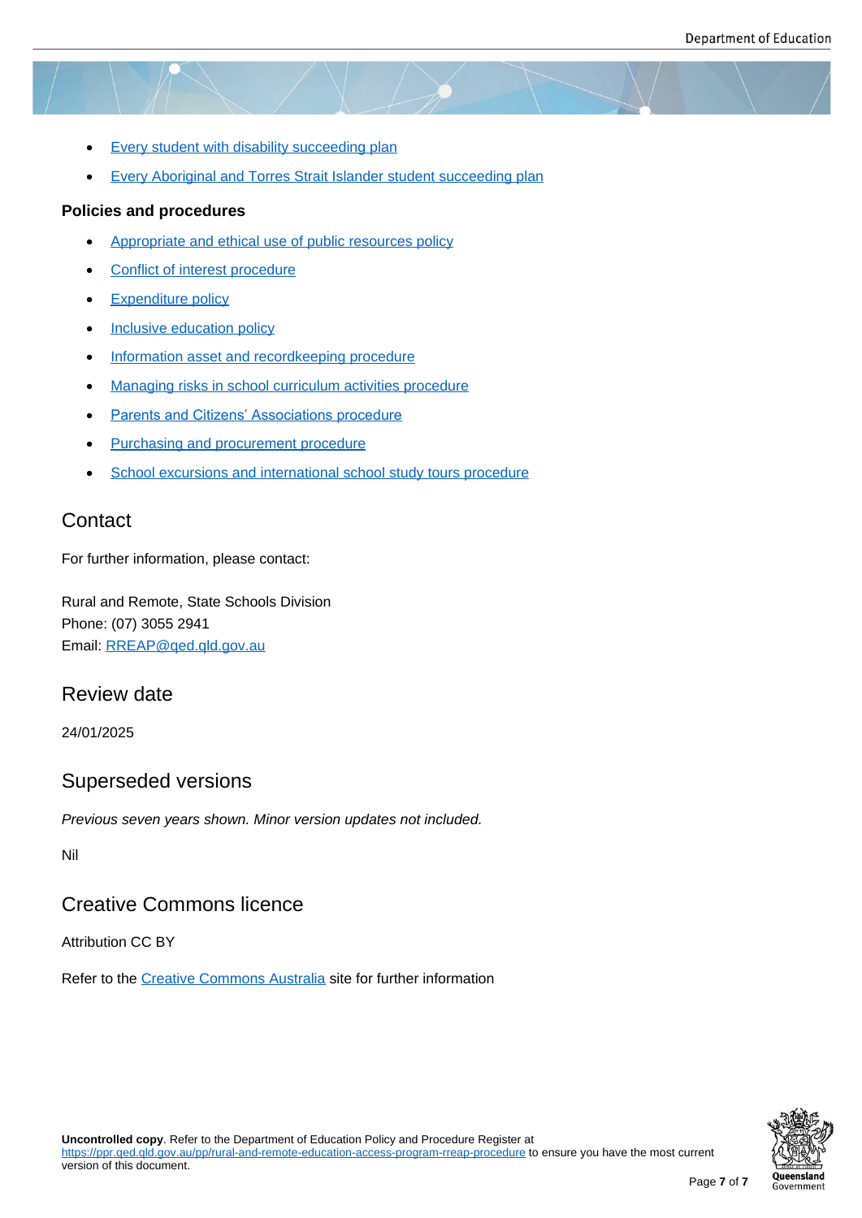- Every student with disability succeeding plan
- Every Aboriginal and Torres Strait Islander student succeeding plan

**Policies and procedures**

- Appropriate and ethical use of public resources policy
- Conflict of interest procedure
- Expenditure policy
- Inclusive education policy
- Information asset and recordkeeping procedure
- Managing risks in school curriculum activities procedure
- Parents and Citizens' Associations procedure
- Purchasing and procurement procedure
- School excursions and international school study tours procedure

## Contact

For further information, please contact:

Rural and Remote, State Schools Division
Phone: (07) 3055 2941
Email: RREAP@qed.qld.gov.au

## Review date

24/01/2025

## Superseded versions

*Previous seven years shown. Minor version updates not included.*

Nil

## Creative Commons licence

Attribution CC BY

Refer to the Creative Commons Australia site for further information

**Uncontrolled copy**. Refer to the Department of Education Policy and Procedure Register at https://ppr.qed.qld.gov.au/pp/rural-and-remote-education-access-program-rreap-procedure to ensure you have the most current version of this document.